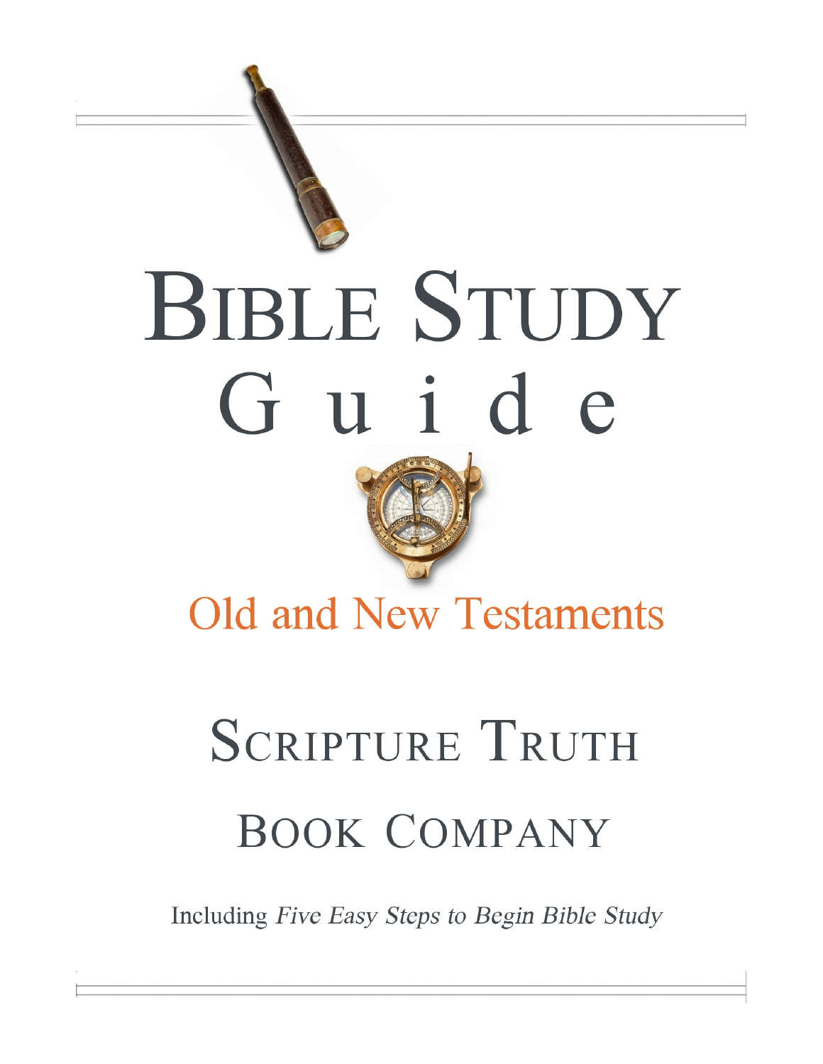# BIBLE STUDY Guide

## Old and New Testaments

## SCRIPTURE TRUTH BOOK COMPANY

Including *Five Easy Steps to Begin Bible Study*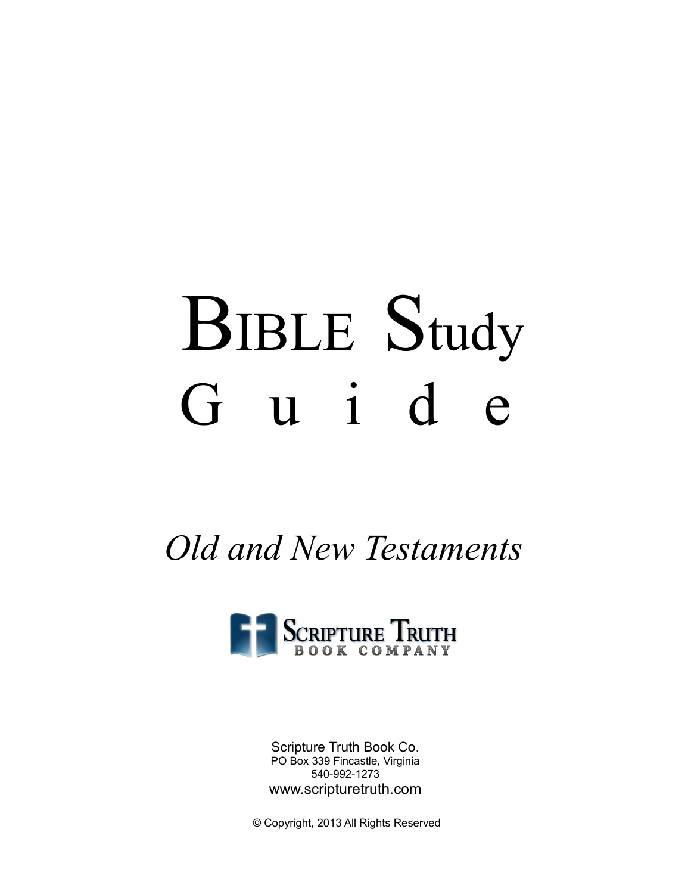# BIBLE Study Guide

*Old and New Testaments*

SCRIPTURE TRUTH
BOOK COMPANY

Scripture Truth Book Co.
PO Box 339 Fincastle, Virginia
540-992-1273
www.scripturetruth.com

© Copyright, 2013 All Rights Reserved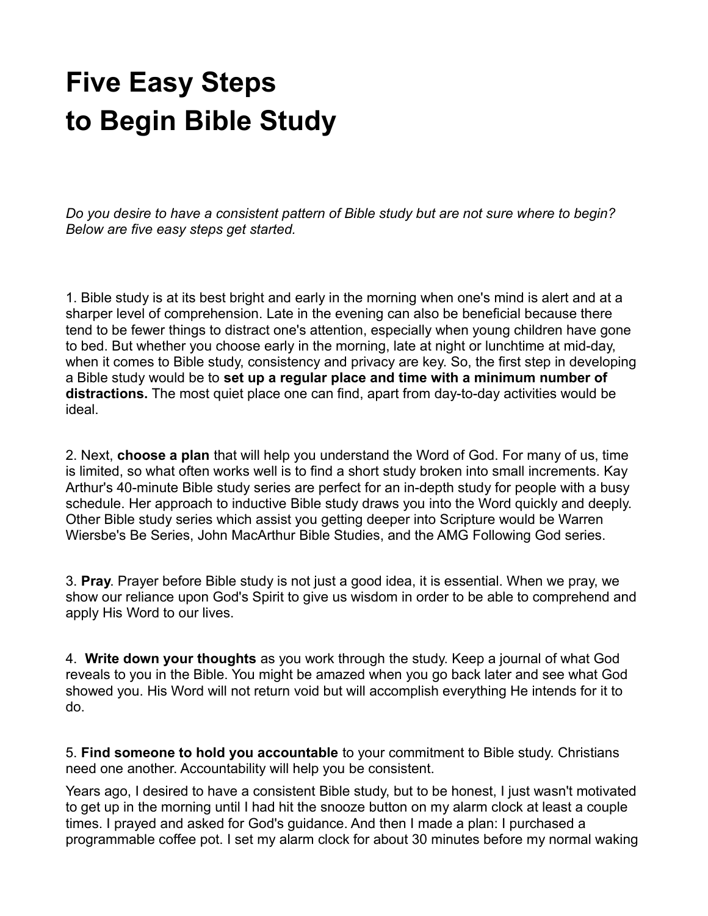# Five Easy Steps to Begin Bible Study

*Do you desire to have a consistent pattern of Bible study but are not sure where to begin? Below are five easy steps get started.*

1. Bible study is at its best bright and early in the morning when one's mind is alert and at a sharper level of comprehension. Late in the evening can also be beneficial because there tend to be fewer things to distract one's attention, especially when young children have gone to bed. But whether you choose early in the morning, late at night or lunchtime at mid-day, when it comes to Bible study, consistency and privacy are key. So, the first step in developing a Bible study would be to **set up a regular place and time with a minimum number of distractions.** The most quiet place one can find, apart from day-to-day activities would be ideal.

2. Next, **choose a plan** that will help you understand the Word of God. For many of us, time is limited, so what often works well is to find a short study broken into small increments. Kay Arthur's 40-minute Bible study series are perfect for an in-depth study for people with a busy schedule. Her approach to inductive Bible study draws you into the Word quickly and deeply. Other Bible study series which assist you getting deeper into Scripture would be Warren Wiersbe's Be Series, John MacArthur Bible Studies, and the AMG Following God series.

3. **Pray**. Prayer before Bible study is not just a good idea, it is essential. When we pray, we show our reliance upon God's Spirit to give us wisdom in order to be able to comprehend and apply His Word to our lives.

4. **Write down your thoughts** as you work through the study. Keep a journal of what God reveals to you in the Bible. You might be amazed when you go back later and see what God showed you. His Word will not return void but will accomplish everything He intends for it to do.

5. **Find someone to hold you accountable** to your commitment to Bible study. Christians need one another. Accountability will help you be consistent.

Years ago, I desired to have a consistent Bible study, but to be honest, I just wasn't motivated to get up in the morning until I had hit the snooze button on my alarm clock at least a couple times. I prayed and asked for God's guidance. And then I made a plan: I purchased a programmable coffee pot. I set my alarm clock for about 30 minutes before my normal waking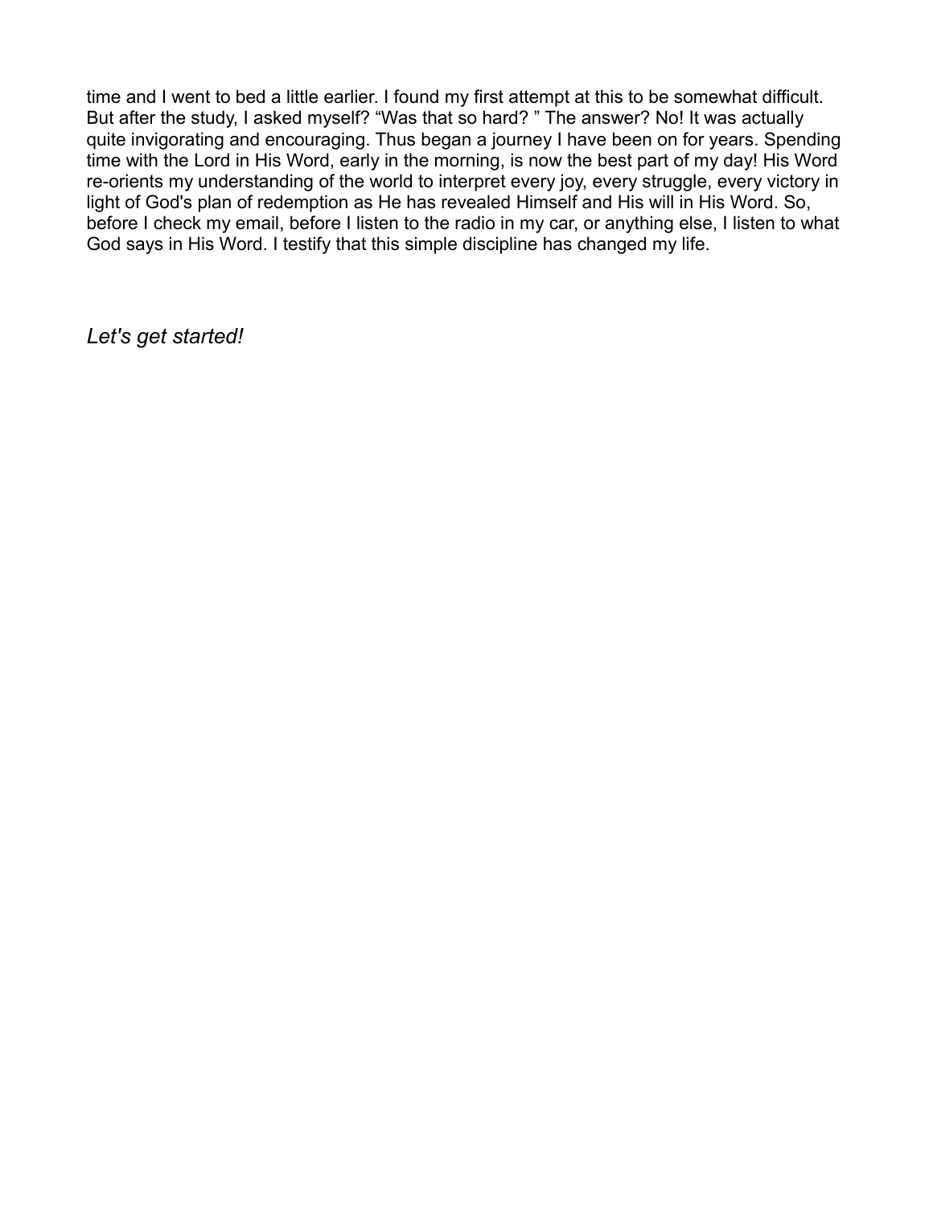time and I went to bed a little earlier. I found my first attempt at this to be somewhat difficult. But after the study, I asked myself? "Was that so hard? " The answer? No! It was actually quite invigorating and encouraging. Thus began a journey I have been on for years. Spending time with the Lord in His Word, early in the morning, is now the best part of my day! His Word re-orients my understanding of the world to interpret every joy, every struggle, every victory in light of God's plan of redemption as He has revealed Himself and His will in His Word. So, before I check my email, before I listen to the radio in my car, or anything else, I listen to what God says in His Word. I testify that this simple discipline has changed my life.

*Let's get started!*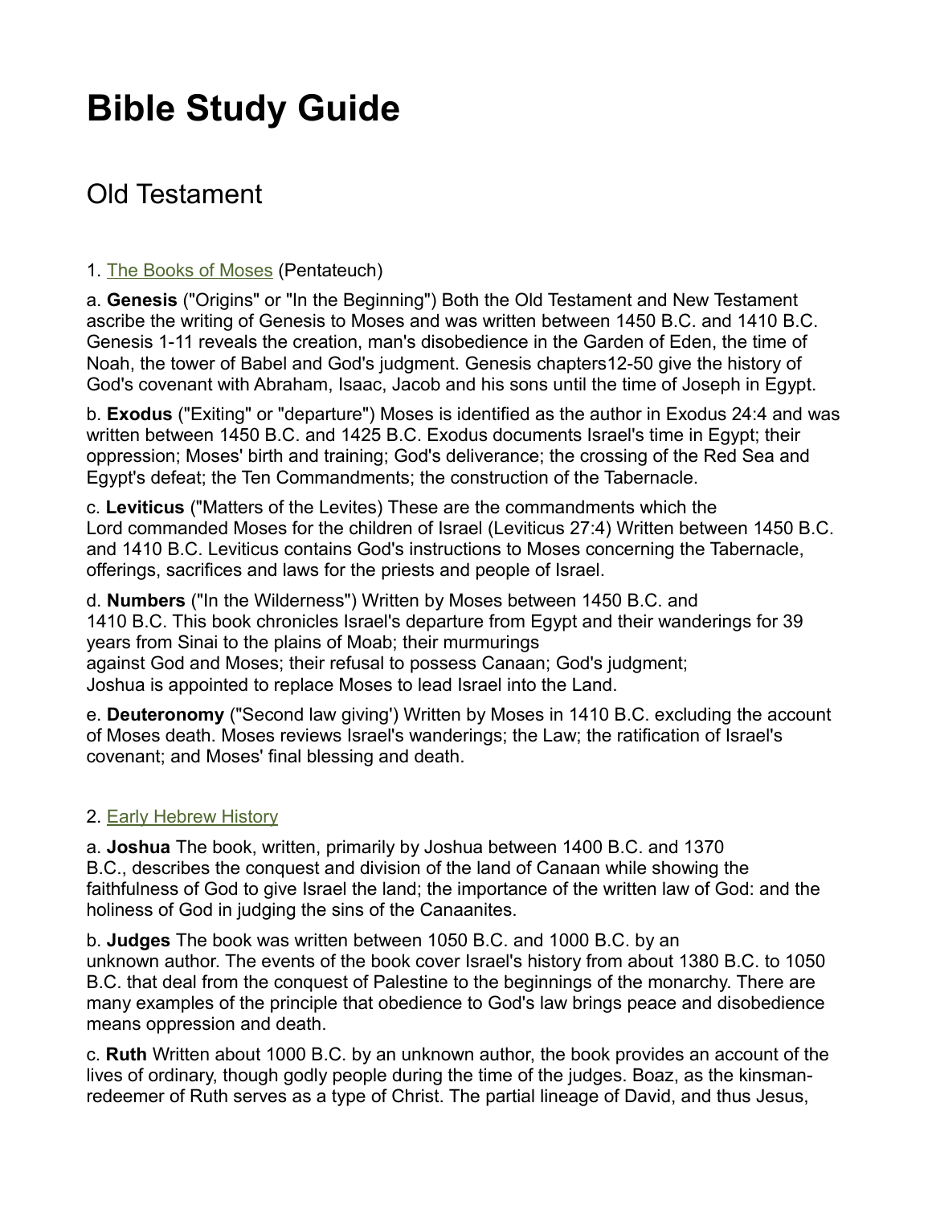# Bible Study Guide

## Old Testament

1. [The Books of Moses](#) (Pentateuch)

a. **Genesis** ("Origins" or "In the Beginning") Both the Old Testament and New Testament ascribe the writing of Genesis to Moses and was written between 1450 B.C. and 1410 B.C. Genesis 1-11 reveals the creation, man's disobedience in the Garden of Eden, the time of Noah, the tower of Babel and God's judgment. Genesis chapters12-50 give the history of God's covenant with Abraham, Isaac, Jacob and his sons until the time of Joseph in Egypt.

b. **Exodus** ("Exiting" or "departure") Moses is identified as the author in Exodus 24:4 and was written between 1450 B.C. and 1425 B.C. Exodus documents Israel's time in Egypt; their oppression; Moses' birth and training; God's deliverance; the crossing of the Red Sea and Egypt's defeat; the Ten Commandments; the construction of the Tabernacle.

c. **Leviticus** ("Matters of the Levites) These are the commandments which the Lord commanded Moses for the children of Israel (Leviticus 27:4) Written between 1450 B.C. and 1410 B.C. Leviticus contains God's instructions to Moses concerning the Tabernacle, offerings, sacrifices and laws for the priests and people of Israel.

d. **Numbers** ("In the Wilderness") Written by Moses between 1450 B.C. and 1410 B.C. This book chronicles Israel's departure from Egypt and their wanderings for 39 years from Sinai to the plains of Moab; their murmurings against God and Moses; their refusal to possess Canaan; God's judgment; Joshua is appointed to replace Moses to lead Israel into the Land.

e. **Deuteronomy** ("Second law giving') Written by Moses in 1410 B.C. excluding the account of Moses death. Moses reviews Israel's wanderings; the Law; the ratification of Israel's covenant; and Moses' final blessing and death.

2. [Early Hebrew History](#)

a. **Joshua** The book, written, primarily by Joshua between 1400 B.C. and 1370 B.C., describes the conquest and division of the land of Canaan while showing the faithfulness of God to give Israel the land; the importance of the written law of God: and the holiness of God in judging the sins of the Canaanites.

b. **Judges** The book was written between 1050 B.C. and 1000 B.C. by an unknown author. The events of the book cover Israel's history from about 1380 B.C. to 1050 B.C. that deal from the conquest of Palestine to the beginnings of the monarchy. There are many examples of the principle that obedience to God's law brings peace and disobedience means oppression and death.

c. **Ruth** Written about 1000 B.C. by an unknown author, the book provides an account of the lives of ordinary, though godly people during the time of the judges. Boaz, as the kinsman-redeemer of Ruth serves as a type of Christ. The partial lineage of David, and thus Jesus,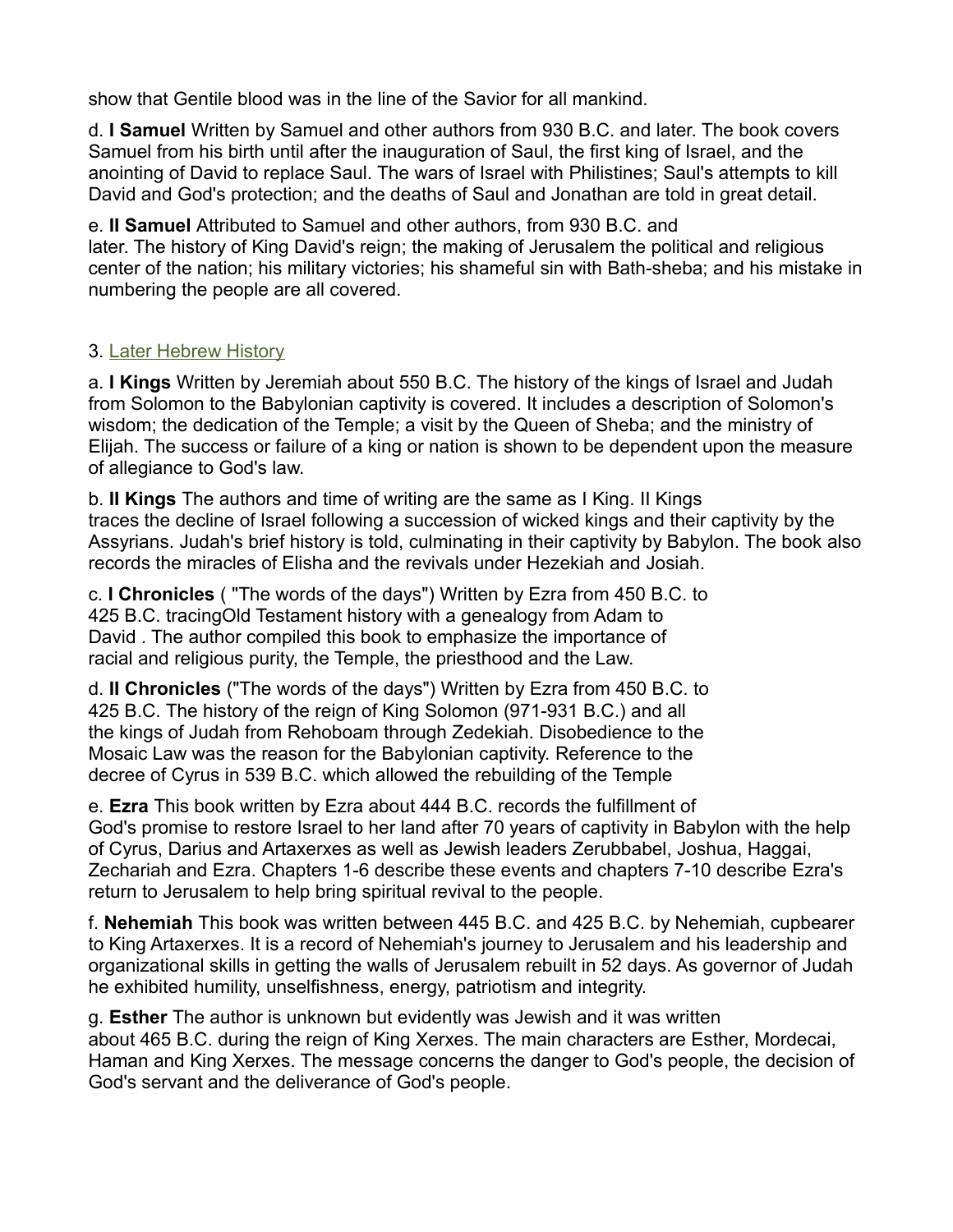show that Gentile blood was in the line of the Savior for all mankind.

d. **I Samuel** Written by Samuel and other authors from 930 B.C. and later. The book covers Samuel from his birth until after the inauguration of Saul, the first king of Israel, and the anointing of David to replace Saul. The wars of Israel with Philistines; Saul's attempts to kill David and God's protection; and the deaths of Saul and Jonathan are told in great detail.

e. **II Samuel** Attributed to Samuel and other authors, from 930 B.C. and later. The history of King David's reign; the making of Jerusalem the political and religious center of the nation; his military victories; his shameful sin with Bath-sheba; and his mistake in numbering the people are all covered.

3. Later Hebrew History

a. **I Kings** Written by Jeremiah about 550 B.C. The history of the kings of Israel and Judah from Solomon to the Babylonian captivity is covered. It includes a description of Solomon's wisdom; the dedication of the Temple; a visit by the Queen of Sheba; and the ministry of Elijah. The success or failure of a king or nation is shown to be dependent upon the measure of allegiance to God's law.

b. **II Kings** The authors and time of writing are the same as I King. II Kings traces the decline of Israel following a succession of wicked kings and their captivity by the Assyrians. Judah's brief history is told, culminating in their captivity by Babylon. The book also records the miracles of Elisha and the revivals under Hezekiah and Josiah.

c. **I Chronicles** ( "The words of the days") Written by Ezra from 450 B.C. to 425 B.C. tracingOld Testament history with a genealogy from Adam to David . The author compiled this book to emphasize the importance of racial and religious purity, the Temple, the priesthood and the Law.

d. **II Chronicles** ("The words of the days") Written by Ezra from 450 B.C. to 425 B.C. The history of the reign of King Solomon (971-931 B.C.) and all the kings of Judah from Rehoboam through Zedekiah. Disobedience to the Mosaic Law was the reason for the Babylonian captivity. Reference to the decree of Cyrus in 539 B.C. which allowed the rebuilding of the Temple

e. **Ezra** This book written by Ezra about 444 B.C. records the fulfillment of God's promise to restore Israel to her land after 70 years of captivity in Babylon with the help of Cyrus, Darius and Artaxerxes as well as Jewish leaders Zerubbabel, Joshua, Haggai, Zechariah and Ezra. Chapters 1-6 describe these events and chapters 7-10 describe Ezra's return to Jerusalem to help bring spiritual revival to the people.

f. **Nehemiah** This book was written between 445 B.C. and 425 B.C. by Nehemiah, cupbearer to King Artaxerxes. It is a record of Nehemiah's journey to Jerusalem and his leadership and organizational skills in getting the walls of Jerusalem rebuilt in 52 days. As governor of Judah he exhibited humility, unselfishness, energy, patriotism and integrity.

g. **Esther** The author is unknown but evidently was Jewish and it was written about 465 B.C. during the reign of King Xerxes. The main characters are Esther, Mordecai, Haman and King Xerxes. The message concerns the danger to God's people, the decision of God's servant and the deliverance of God's people.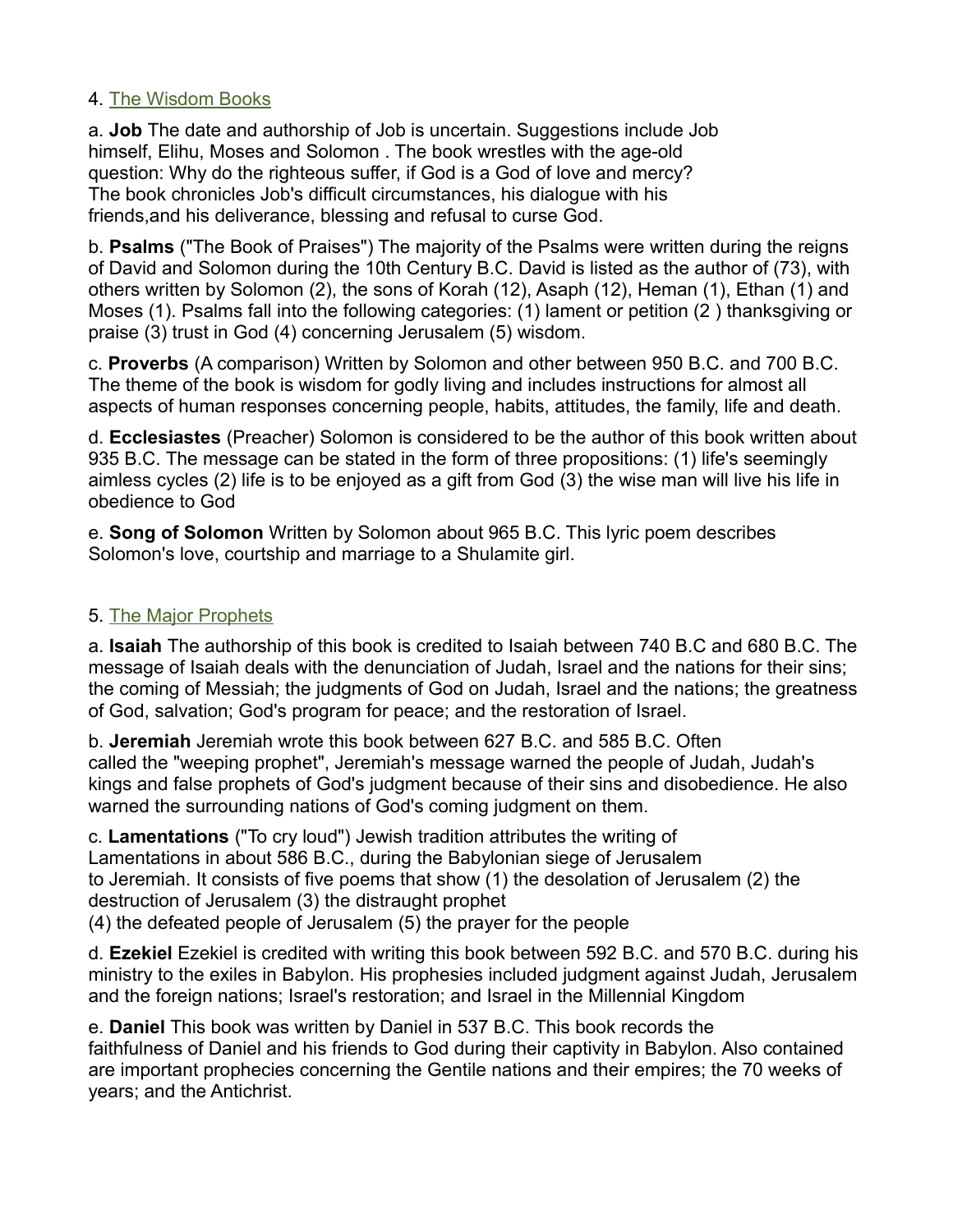## 4. The Wisdom Books

a. **Job** The date and authorship of Job is uncertain. Suggestions include Job himself, Elihu, Moses and Solomon . The book wrestles with the age-old question: Why do the righteous suffer, if God is a God of love and mercy? The book chronicles Job's difficult circumstances, his dialogue with his friends,and his deliverance, blessing and refusal to curse God.

b. **Psalms** ("The Book of Praises") The majority of the Psalms were written during the reigns of David and Solomon during the 10th Century B.C. David is listed as the author of (73), with others written by Solomon (2), the sons of Korah (12), Asaph (12), Heman (1), Ethan (1) and Moses (1). Psalms fall into the following categories: (1) lament or petition (2 ) thanksgiving or praise (3) trust in God (4) concerning Jerusalem (5) wisdom.

c. **Proverbs** (A comparison) Written by Solomon and other between 950 B.C. and 700 B.C. The theme of the book is wisdom for godly living and includes instructions for almost all aspects of human responses concerning people, habits, attitudes, the family, life and death.

d. **Ecclesiastes** (Preacher) Solomon is considered to be the author of this book written about 935 B.C. The message can be stated in the form of three propositions: (1) life's seemingly aimless cycles (2) life is to be enjoyed as a gift from God (3) the wise man will live his life in obedience to God

e. **Song of Solomon** Written by Solomon about 965 B.C. This lyric poem describes Solomon's love, courtship and marriage to a Shulamite girl.

## 5. The Major Prophets

a. **Isaiah** The authorship of this book is credited to Isaiah between 740 B.C and 680 B.C. The message of Isaiah deals with the denunciation of Judah, Israel and the nations for their sins; the coming of Messiah; the judgments of God on Judah, Israel and the nations; the greatness of God, salvation; God's program for peace; and the restoration of Israel.

b. **Jeremiah** Jeremiah wrote this book between 627 B.C. and 585 B.C. Often called the "weeping prophet", Jeremiah's message warned the people of Judah, Judah's kings and false prophets of God's judgment because of their sins and disobedience. He also warned the surrounding nations of God's coming judgment on them.

c. **Lamentations** ("To cry loud") Jewish tradition attributes the writing of Lamentations in about 586 B.C., during the Babylonian siege of Jerusalem to Jeremiah. It consists of five poems that show (1) the desolation of Jerusalem (2) the destruction of Jerusalem (3) the distraught prophet
(4) the defeated people of Jerusalem (5) the prayer for the people

d. **Ezekiel** Ezekiel is credited with writing this book between 592 B.C. and 570 B.C. during his ministry to the exiles in Babylon. His prophesies included judgment against Judah, Jerusalem and the foreign nations; Israel's restoration; and Israel in the Millennial Kingdom

e. **Daniel** This book was written by Daniel in 537 B.C. This book records the faithfulness of Daniel and his friends to God during their captivity in Babylon. Also contained are important prophecies concerning the Gentile nations and their empires; the 70 weeks of years; and the Antichrist.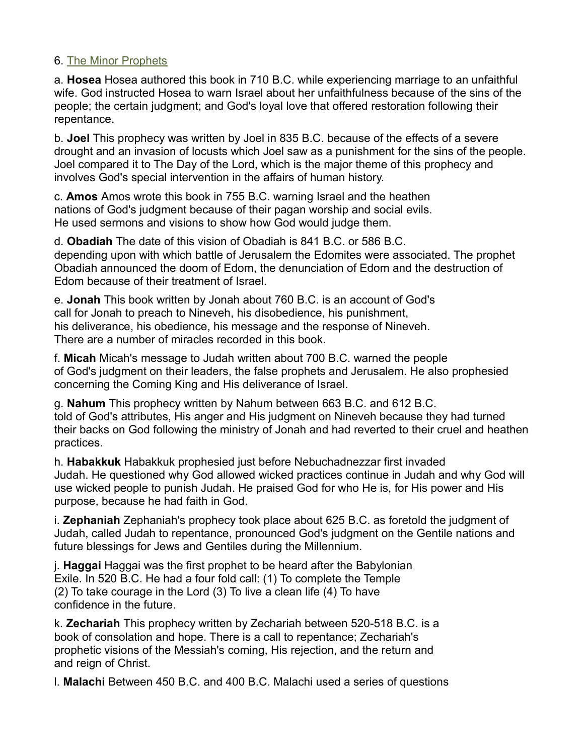6. The Minor Prophets

a. **Hosea** Hosea authored this book in 710 B.C. while experiencing marriage to an unfaithful wife. God instructed Hosea to warn Israel about her unfaithfulness because of the sins of the people; the certain judgment; and God's loyal love that offered restoration following their repentance.

b. **Joel** This prophecy was written by Joel in 835 B.C. because of the effects of a severe drought and an invasion of locusts which Joel saw as a punishment for the sins of the people. Joel compared it to The Day of the Lord, which is the major theme of this prophecy and involves God's special intervention in the affairs of human history.

c. **Amos** Amos wrote this book in 755 B.C. warning Israel and the heathen nations of God's judgment because of their pagan worship and social evils. He used sermons and visions to show how God would judge them.

d. **Obadiah** The date of this vision of Obadiah is 841 B.C. or 586 B.C. depending upon with which battle of Jerusalem the Edomites were associated. The prophet Obadiah announced the doom of Edom, the denunciation of Edom and the destruction of Edom because of their treatment of Israel.

e. **Jonah** This book written by Jonah about 760 B.C. is an account of God's call for Jonah to preach to Nineveh, his disobedience, his punishment, his deliverance, his obedience, his message and the response of Nineveh. There are a number of miracles recorded in this book.

f. **Micah** Micah's message to Judah written about 700 B.C. warned the people of God's judgment on their leaders, the false prophets and Jerusalem. He also prophesied concerning the Coming King and His deliverance of Israel.

g. **Nahum** This prophecy written by Nahum between 663 B.C. and 612 B.C. told of God's attributes, His anger and His judgment on Nineveh because they had turned their backs on God following the ministry of Jonah and had reverted to their cruel and heathen practices.

h. **Habakkuk** Habakkuk prophesied just before Nebuchadnezzar first invaded Judah. He questioned why God allowed wicked practices continue in Judah and why God will use wicked people to punish Judah. He praised God for who He is, for His power and His purpose, because he had faith in God.

i. **Zephaniah** Zephaniah's prophecy took place about 625 B.C. as foretold the judgment of Judah, called Judah to repentance, pronounced God's judgment on the Gentile nations and future blessings for Jews and Gentiles during the Millennium.

j. **Haggai** Haggai was the first prophet to be heard after the Babylonian Exile. In 520 B.C. He had a four fold call: (1) To complete the Temple (2) To take courage in the Lord (3) To live a clean life (4) To have confidence in the future.

k. **Zechariah** This prophecy written by Zechariah between 520-518 B.C. is a book of consolation and hope. There is a call to repentance; Zechariah's prophetic visions of the Messiah's coming, His rejection, and the return and and reign of Christ.

l. **Malachi** Between 450 B.C. and 400 B.C. Malachi used a series of questions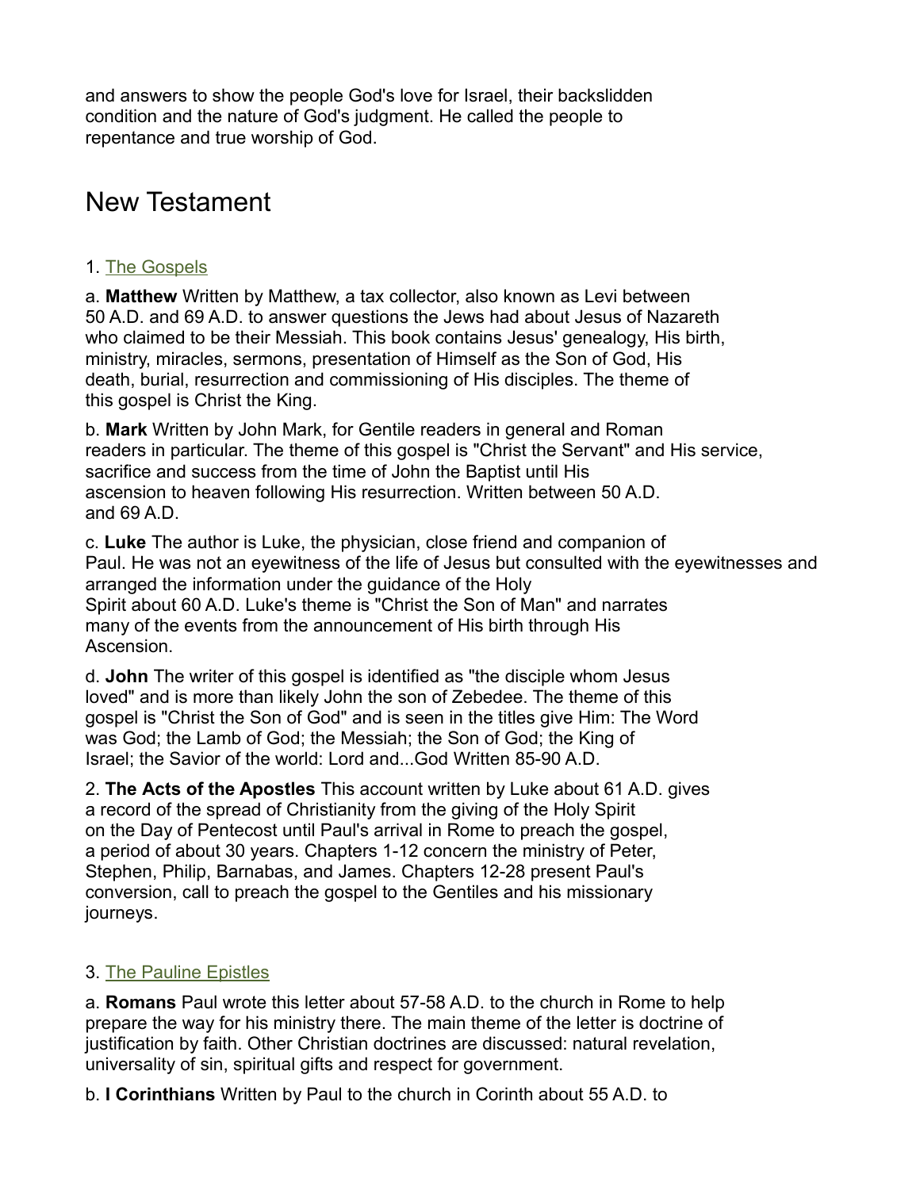and answers to show the people God's love for Israel, their backslidden condition and the nature of God's judgment. He called the people to repentance and true worship of God.

# New Testament

1. The Gospels

a. **Matthew** Written by Matthew, a tax collector, also known as Levi between 50 A.D. and 69 A.D. to answer questions the Jews had about Jesus of Nazareth who claimed to be their Messiah. This book contains Jesus' genealogy, His birth, ministry, miracles, sermons, presentation of Himself as the Son of God, His death, burial, resurrection and commissioning of His disciples. The theme of this gospel is Christ the King.

b. **Mark** Written by John Mark, for Gentile readers in general and Roman readers in particular. The theme of this gospel is "Christ the Servant" and His service, sacrifice and success from the time of John the Baptist until His ascension to heaven following His resurrection. Written between 50 A.D. and 69 A.D.

c. **Luke** The author is Luke, the physician, close friend and companion of Paul. He was not an eyewitness of the life of Jesus but consulted with the eyewitnesses and arranged the information under the guidance of the Holy Spirit about 60 A.D. Luke's theme is "Christ the Son of Man" and narrates many of the events from the announcement of His birth through His Ascension.

d. **John** The writer of this gospel is identified as "the disciple whom Jesus loved" and is more than likely John the son of Zebedee. The theme of this gospel is "Christ the Son of God" and is seen in the titles give Him: The Word was God; the Lamb of God; the Messiah; the Son of God; the King of Israel; the Savior of the world: Lord and...God Written 85-90 A.D.

2. **The Acts of the Apostles** This account written by Luke about 61 A.D. gives a record of the spread of Christianity from the giving of the Holy Spirit on the Day of Pentecost until Paul's arrival in Rome to preach the gospel, a period of about 30 years. Chapters 1-12 concern the ministry of Peter, Stephen, Philip, Barnabas, and James. Chapters 12-28 present Paul's conversion, call to preach the gospel to the Gentiles and his missionary journeys.

3. The Pauline Epistles

a. **Romans** Paul wrote this letter about 57-58 A.D. to the church in Rome to help prepare the way for his ministry there. The main theme of the letter is doctrine of justification by faith. Other Christian doctrines are discussed: natural revelation, universality of sin, spiritual gifts and respect for government.

b. **I Corinthians** Written by Paul to the church in Corinth about 55 A.D. to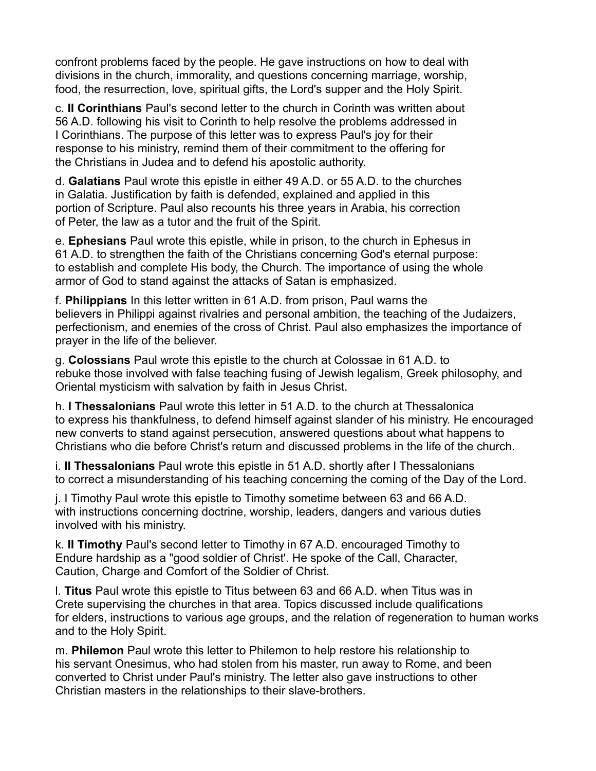confront problems faced by the people. He gave instructions on how to deal with divisions in the church, immorality, and questions concerning marriage, worship, food, the resurrection, love, spiritual gifts, the Lord's supper and the Holy Spirit.

c. **II Corinthians** Paul's second letter to the church in Corinth was written about 56 A.D. following his visit to Corinth to help resolve the problems addressed in I Corinthians. The purpose of this letter was to express Paul's joy for their response to his ministry, remind them of their commitment to the offering for the Christians in Judea and to defend his apostolic authority.

d. **Galatians** Paul wrote this epistle in either 49 A.D. or 55 A.D. to the churches in Galatia. Justification by faith is defended, explained and applied in this portion of Scripture. Paul also recounts his three years in Arabia, his correction of Peter, the law as a tutor and the fruit of the Spirit.

e. **Ephesians** Paul wrote this epistle, while in prison, to the church in Ephesus in 61 A.D. to strengthen the faith of the Christians concerning God's eternal purpose: to establish and complete His body, the Church. The importance of using the whole armor of God to stand against the attacks of Satan is emphasized.

f. **Philippians** In this letter written in 61 A.D. from prison, Paul warns the believers in Philippi against rivalries and personal ambition, the teaching of the Judaizers, perfectionism, and enemies of the cross of Christ. Paul also emphasizes the importance of prayer in the life of the believer.

g. **Colossians** Paul wrote this epistle to the church at Colossae in 61 A.D. to rebuke those involved with false teaching fusing of Jewish legalism, Greek philosophy, and Oriental mysticism with salvation by faith in Jesus Christ.

h. **I Thessalonians** Paul wrote this letter in 51 A.D. to the church at Thessalonica to express his thankfulness, to defend himself against slander of his ministry. He encouraged new converts to stand against persecution, answered questions about what happens to Christians who die before Christ's return and discussed problems in the life of the church.

i. **II Thessalonians** Paul wrote this epistle in 51 A.D. shortly after I Thessalonians to correct a misunderstanding of his teaching concerning the coming of the Day of the Lord.

j. I Timothy Paul wrote this epistle to Timothy sometime between 63 and 66 A.D. with instructions concerning doctrine, worship, leaders, dangers and various duties involved with his ministry.

k. **II Timothy** Paul's second letter to Timothy in 67 A.D. encouraged Timothy to Endure hardship as a "good soldier of Christ'. He spoke of the Call, Character, Caution, Charge and Comfort of the Soldier of Christ.

l. **Titus** Paul wrote this epistle to Titus between 63 and 66 A.D. when Titus was in Crete supervising the churches in that area. Topics discussed include qualifications for elders, instructions to various age groups, and the relation of regeneration to human works and to the Holy Spirit.

m. **Philemon** Paul wrote this letter to Philemon to help restore his relationship to his servant Onesimus, who had stolen from his master, run away to Rome, and been converted to Christ under Paul's ministry. The letter also gave instructions to other Christian masters in the relationships to their slave-brothers.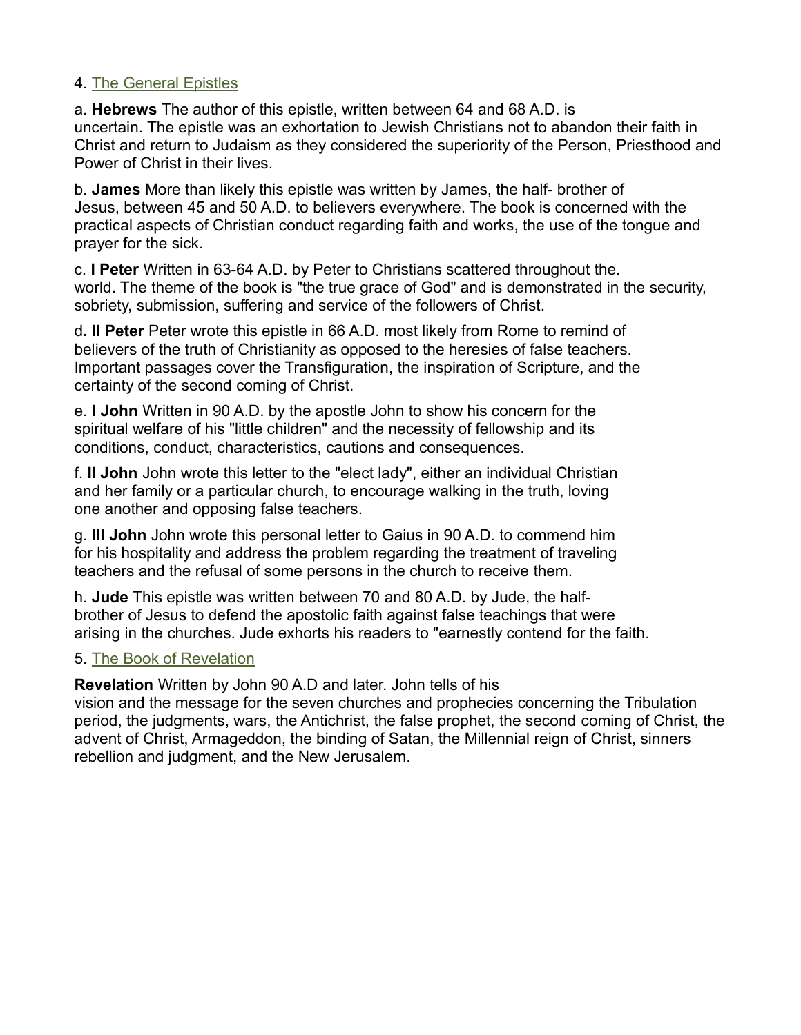4. The General Epistles

a. **Hebrews** The author of this epistle, written between 64 and 68 A.D. is uncertain. The epistle was an exhortation to Jewish Christians not to abandon their faith in Christ and return to Judaism as they considered the superiority of the Person, Priesthood and Power of Christ in their lives.

b. **James** More than likely this epistle was written by James, the half- brother of Jesus, between 45 and 50 A.D. to believers everywhere. The book is concerned with the practical aspects of Christian conduct regarding faith and works, the use of the tongue and prayer for the sick.

c. **I Peter** Written in 63-64 A.D. by Peter to Christians scattered throughout the. world. The theme of the book is "the true grace of God" and is demonstrated in the security, sobriety, submission, suffering and service of the followers of Christ.

d**. II Peter** Peter wrote this epistle in 66 A.D. most likely from Rome to remind of believers of the truth of Christianity as opposed to the heresies of false teachers. Important passages cover the Transfiguration, the inspiration of Scripture, and the certainty of the second coming of Christ.

e. **I John** Written in 90 A.D. by the apostle John to show his concern for the spiritual welfare of his "little children" and the necessity of fellowship and its conditions, conduct, characteristics, cautions and consequences.

f. **II John** John wrote this letter to the "elect lady", either an individual Christian and her family or a particular church, to encourage walking in the truth, loving one another and opposing false teachers.

g. **III John** John wrote this personal letter to Gaius in 90 A.D. to commend him for his hospitality and address the problem regarding the treatment of traveling teachers and the refusal of some persons in the church to receive them.

h. **Jude** This epistle was written between 70 and 80 A.D. by Jude, the half-brother of Jesus to defend the apostolic faith against false teachings that were arising in the churches. Jude exhorts his readers to "earnestly contend for the faith.

5. The Book of Revelation

**Revelation** Written by John 90 A.D and later. John tells of his vision and the message for the seven churches and prophecies concerning the Tribulation period, the judgments, wars, the Antichrist, the false prophet, the second coming of Christ, the advent of Christ, Armageddon, the binding of Satan, the Millennial reign of Christ, sinners rebellion and judgment, and the New Jerusalem.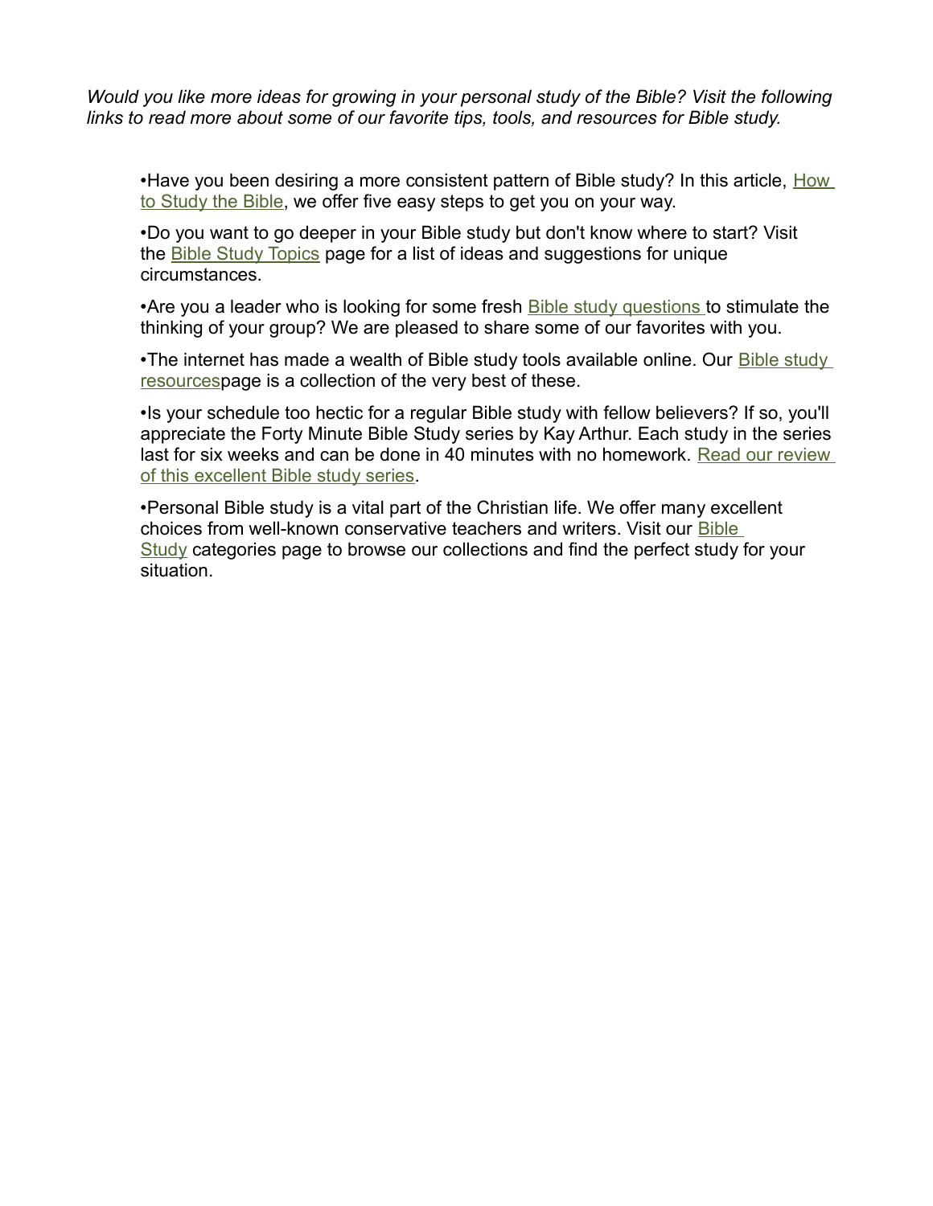*Would you like more ideas for growing in your personal study of the Bible? Visit the following links to read more about some of our favorite tips, tools, and resources for Bible study.*

- Have you been desiring a more consistent pattern of Bible study? In this article, How to Study the Bible, we offer five easy steps to get you on your way.
- Do you want to go deeper in your Bible study but don't know where to start? Visit the Bible Study Topics page for a list of ideas and suggestions for unique circumstances.
- Are you a leader who is looking for some fresh Bible study questions to stimulate the thinking of your group? We are pleased to share some of our favorites with you.
- The internet has made a wealth of Bible study tools available online. Our Bible study resourcespage is a collection of the very best of these.
- Is your schedule too hectic for a regular Bible study with fellow believers? If so, you'll appreciate the Forty Minute Bible Study series by Kay Arthur. Each study in the series last for six weeks and can be done in 40 minutes with no homework. Read our review of this excellent Bible study series.
- Personal Bible study is a vital part of the Christian life. We offer many excellent choices from well-known conservative teachers and writers. Visit our Bible Study categories page to browse our collections and find the perfect study for your situation.